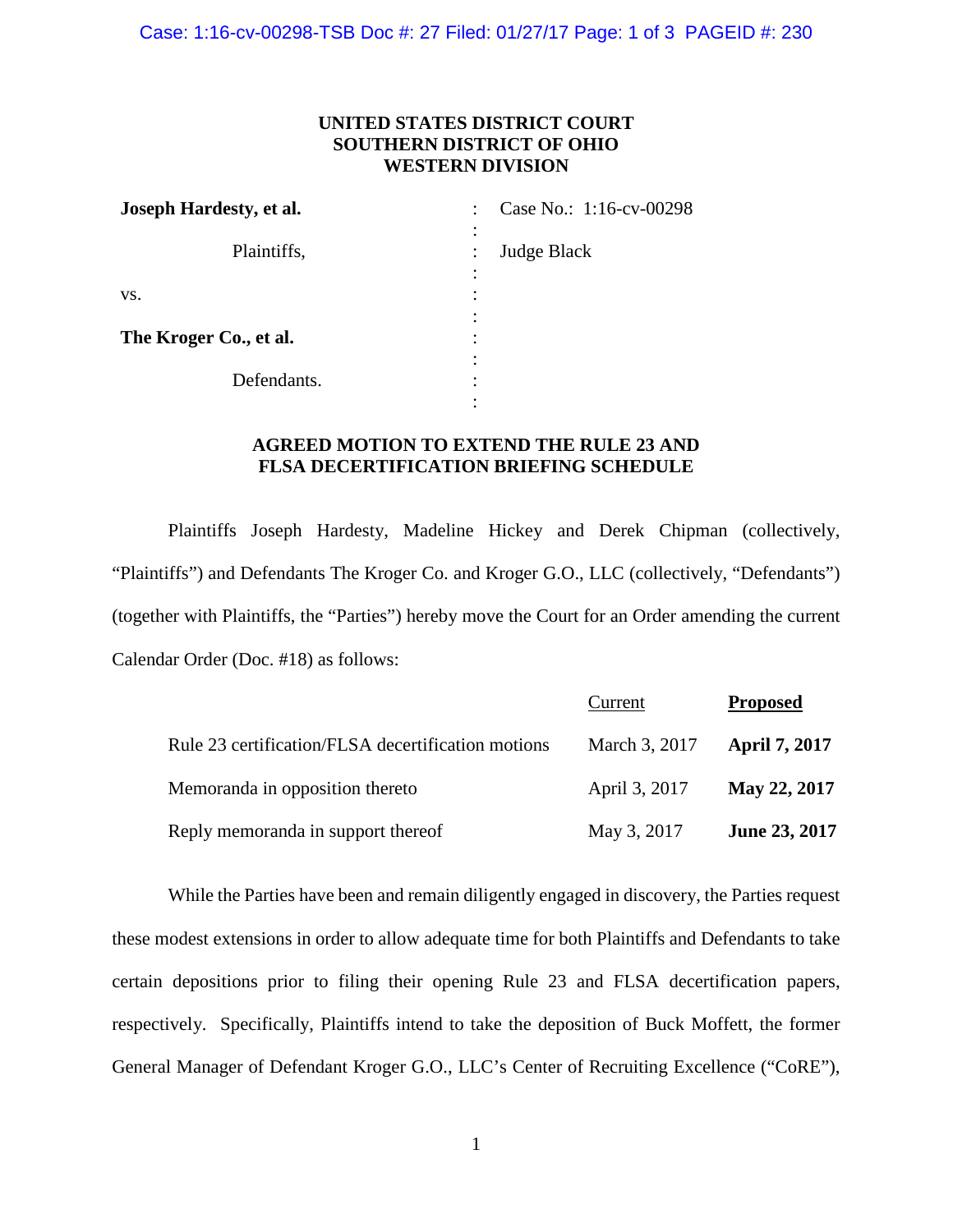**UNITED STATES DISTRICT COURT**
**SOUTHERN DISTRICT OF OHIO**
**WESTERN DIVISION**

| | | |
|---|---|---|
| **Joseph Hardesty, et al.** | : | Case No.: 1:16-cv-00298 |
| Plaintiffs, | : | Judge Black |
| vs. | : | |
| **The Kroger Co., et al.** | : | |
| Defendants. | : | |

**AGREED MOTION TO EXTEND THE RULE 23 AND FLSA DECERTIFICATION BRIEFING SCHEDULE**

Plaintiffs Joseph Hardesty, Madeline Hickey and Derek Chipman (collectively, "Plaintiffs") and Defendants The Kroger Co. and Kroger G.O., LLC (collectively, "Defendants") (together with Plaintiffs, the "Parties") hereby move the Court for an Order amending the current Calendar Order (Doc. #18) as follows:

| | Current | **Proposed** |
|---|---|---|
| Rule 23 certification/FLSA decertification motions | March 3, 2017 | **April 7, 2017** |
| Memoranda in opposition thereto | April 3, 2017 | **May 22, 2017** |
| Reply memoranda in support thereof | May 3, 2017 | **June 23, 2017** |

While the Parties have been and remain diligently engaged in discovery, the Parties request these modest extensions in order to allow adequate time for both Plaintiffs and Defendants to take certain depositions prior to filing their opening Rule 23 and FLSA decertification papers, respectively. Specifically, Plaintiffs intend to take the deposition of Buck Moffett, the former General Manager of Defendant Kroger G.O., LLC's Center of Recruiting Excellence ("CoRE"),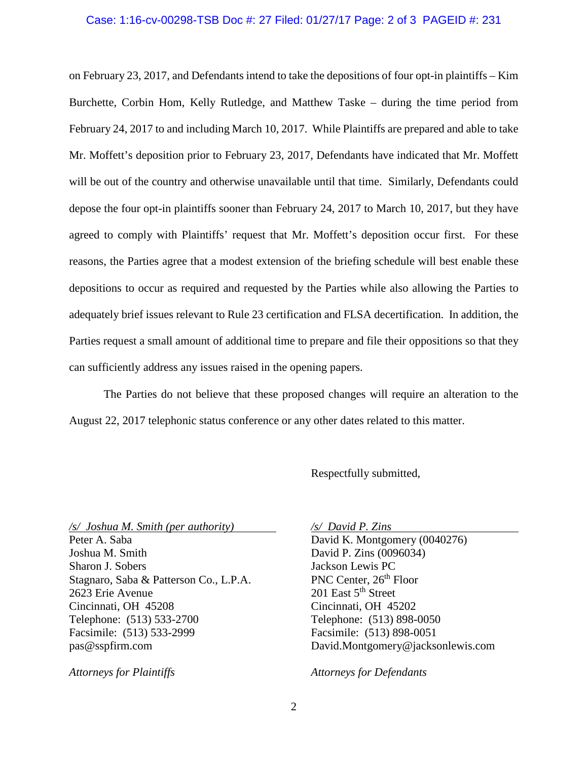on February 23, 2017, and Defendants intend to take the depositions of four opt-in plaintiffs – Kim Burchette, Corbin Hom, Kelly Rutledge, and Matthew Taske – during the time period from February 24, 2017 to and including March 10, 2017. While Plaintiffs are prepared and able to take Mr. Moffett's deposition prior to February 23, 2017, Defendants have indicated that Mr. Moffett will be out of the country and otherwise unavailable until that time. Similarly, Defendants could depose the four opt-in plaintiffs sooner than February 24, 2017 to March 10, 2017, but they have agreed to comply with Plaintiffs' request that Mr. Moffett's deposition occur first. For these reasons, the Parties agree that a modest extension of the briefing schedule will best enable these depositions to occur as required and requested by the Parties while also allowing the Parties to adequately brief issues relevant to Rule 23 certification and FLSA decertification. In addition, the Parties request a small amount of additional time to prepare and file their oppositions so that they can sufficiently address any issues raised in the opening papers.

The Parties do not believe that these proposed changes will require an alteration to the August 22, 2017 telephonic status conference or any other dates related to this matter.

Respectfully submitted,

*/s/ Joshua M. Smith (per authority)*
Peter A. Saba
Joshua M. Smith
Sharon J. Sobers
Stagnaro, Saba & Patterson Co., L.P.A.
2623 Erie Avenue
Cincinnati, OH 45208
Telephone: (513) 533-2700
Facsimile: (513) 533-2999
pas@sspfirm.com

*Attorneys for Plaintiffs*

*/s/ David P. Zins*
David K. Montgomery (0040276)
David P. Zins (0096034)
Jackson Lewis PC
PNC Center, 26th Floor
201 East 5th Street
Cincinnati, OH 45202
Telephone: (513) 898-0050
Facsimile: (513) 898-0051
David.Montgomery@jacksonlewis.com

*Attorneys for Defendants*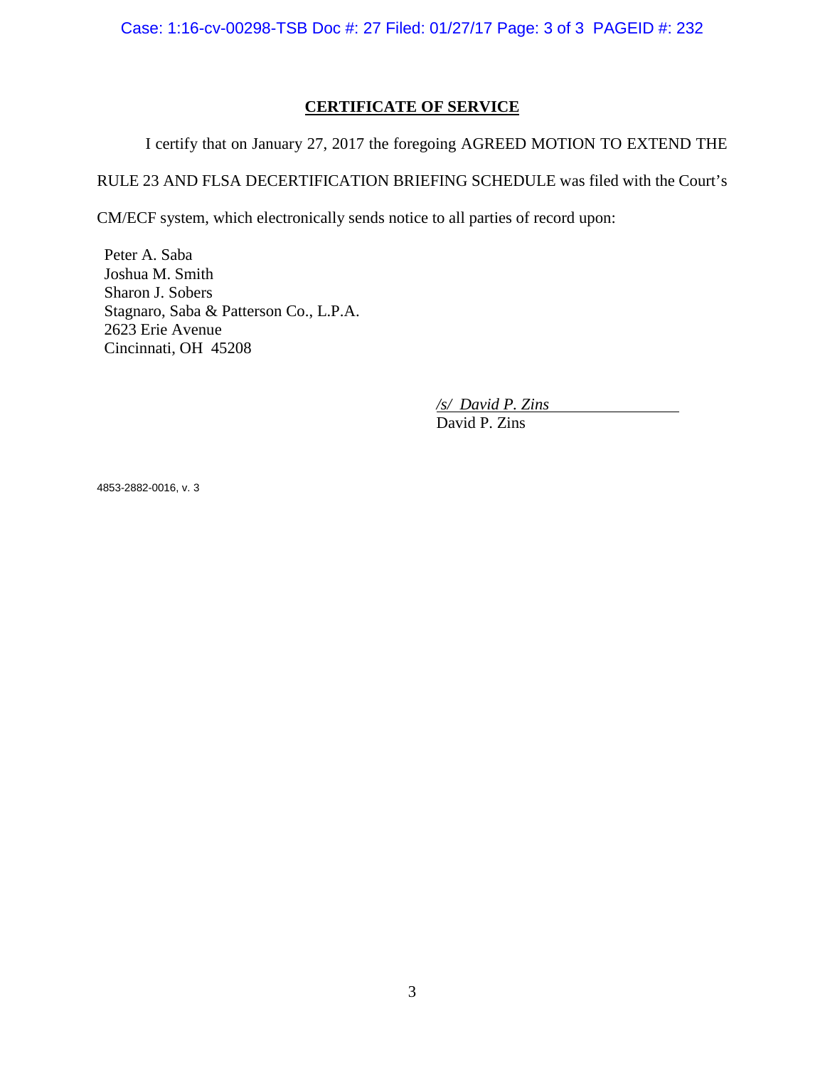## CERTIFICATE OF SERVICE

I certify that on January 27, 2017 the foregoing AGREED MOTION TO EXTEND THE RULE 23 AND FLSA DECERTIFICATION BRIEFING SCHEDULE was filed with the Court's CM/ECF system, which electronically sends notice to all parties of record upon:

Peter A. Saba
Joshua M. Smith
Sharon J. Sobers
Stagnaro, Saba & Patterson Co., L.P.A.
2623 Erie Avenue
Cincinnati, OH 45208

*/s/ David P. Zins*
David P. Zins

4853-2882-0016, v. 3